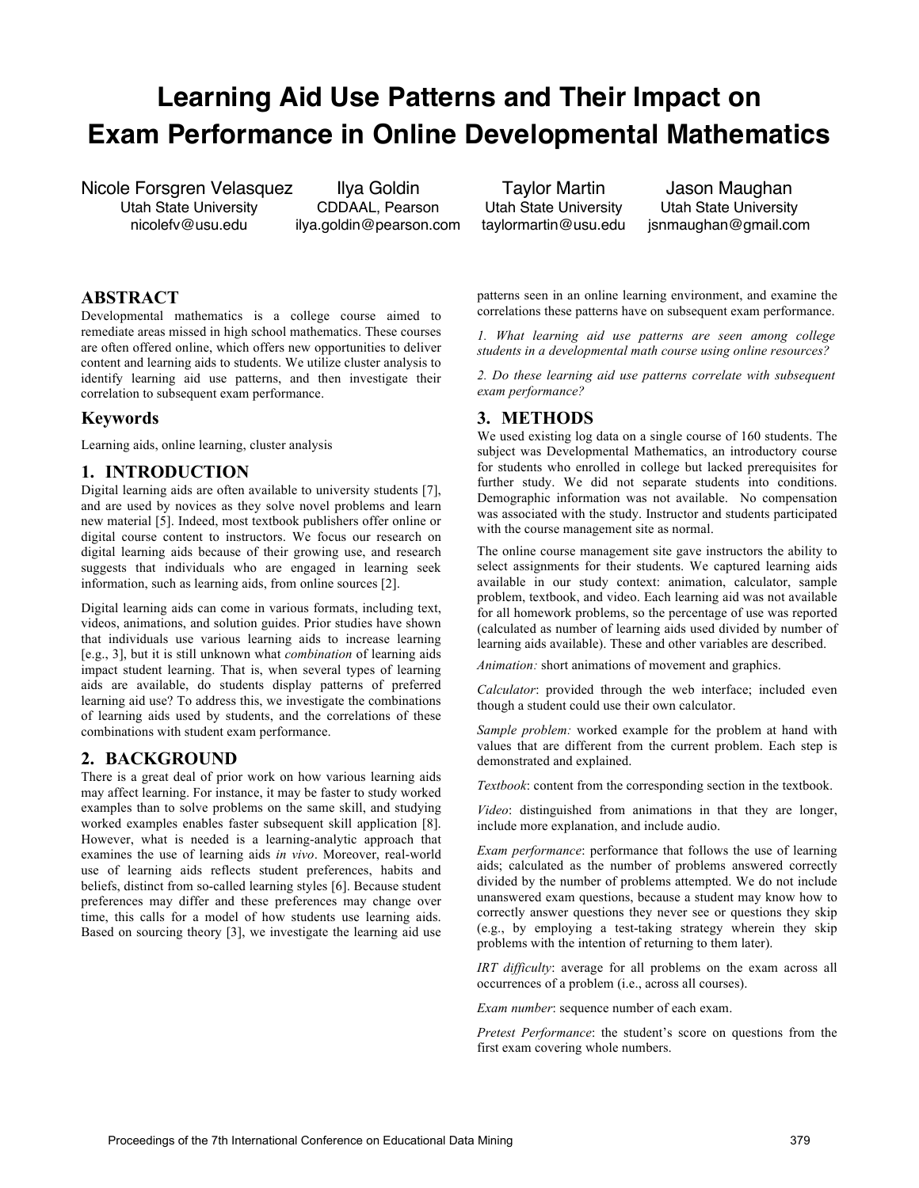# Learning Aid Use Patterns and Their Impact on Exam Performance in Online Developmental Mathematics

Nicole Forsgren Velasquez
Utah State University
nicolefv@usu.edu

Ilya Goldin
CDDAAL, Pearson
ilya.goldin@pearson.com

Taylor Martin
Utah State University
taylormartin@usu.edu

Jason Maughan
Utah State University
jsnmaughan@gmail.com

## ABSTRACT

Developmental mathematics is a college course aimed to remediate areas missed in high school mathematics. These courses are often offered online, which offers new opportunities to deliver content and learning aids to students. We utilize cluster analysis to identify learning aid use patterns, and then investigate their correlation to subsequent exam performance.

## Keywords

Learning aids, online learning, cluster analysis

## 1. INTRODUCTION

Digital learning aids are often available to university students [7], and are used by novices as they solve novel problems and learn new material [5]. Indeed, most textbook publishers offer online or digital course content to instructors. We focus our research on digital learning aids because of their growing use, and research suggests that individuals who are engaged in learning seek information, such as learning aids, from online sources [2].

Digital learning aids can come in various formats, including text, videos, animations, and solution guides. Prior studies have shown that individuals use various learning aids to increase learning [e.g., 3], but it is still unknown what *combination* of learning aids impact student learning. That is, when several types of learning aids are available, do students display patterns of preferred learning aid use? To address this, we investigate the combinations of learning aids used by students, and the correlations of these combinations with student exam performance.

## 2. BACKGROUND

There is a great deal of prior work on how various learning aids may affect learning. For instance, it may be faster to study worked examples than to solve problems on the same skill, and studying worked examples enables faster subsequent skill application [8]. However, what is needed is a learning-analytic approach that examines the use of learning aids *in vivo*. Moreover, real-world use of learning aids reflects student preferences, habits and beliefs, distinct from so-called learning styles [6]. Because student preferences may differ and these preferences may change over time, this calls for a model of how students use learning aids. Based on sourcing theory [3], we investigate the learning aid use patterns seen in an online learning environment, and examine the correlations these patterns have on subsequent exam performance.

*1. What learning aid use patterns are seen among college students in a developmental math course using online resources?*

*2. Do these learning aid use patterns correlate with subsequent exam performance?*

## 3. METHODS

We used existing log data on a single course of 160 students. The subject was Developmental Mathematics, an introductory course for students who enrolled in college but lacked prerequisites for further study. We did not separate students into conditions. Demographic information was not available. No compensation was associated with the study. Instructor and students participated with the course management site as normal.

The online course management site gave instructors the ability to select assignments for their students. We captured learning aids available in our study context: animation, calculator, sample problem, textbook, and video. Each learning aid was not available for all homework problems, so the percentage of use was reported (calculated as number of learning aids used divided by number of learning aids available). These and other variables are described.

*Animation:* short animations of movement and graphics.

*Calculator*: provided through the web interface; included even though a student could use their own calculator.

*Sample problem:* worked example for the problem at hand with values that are different from the current problem. Each step is demonstrated and explained.

*Textbook*: content from the corresponding section in the textbook.

*Video*: distinguished from animations in that they are longer, include more explanation, and include audio.

*Exam performance*: performance that follows the use of learning aids; calculated as the number of problems answered correctly divided by the number of problems attempted. We do not include unanswered exam questions, because a student may know how to correctly answer questions they never see or questions they skip (e.g., by employing a test-taking strategy wherein they skip problems with the intention of returning to them later).

*IRT difficulty*: average for all problems on the exam across all occurrences of a problem (i.e., across all courses).

*Exam number*: sequence number of each exam.

*Pretest Performance*: the student's score on questions from the first exam covering whole numbers.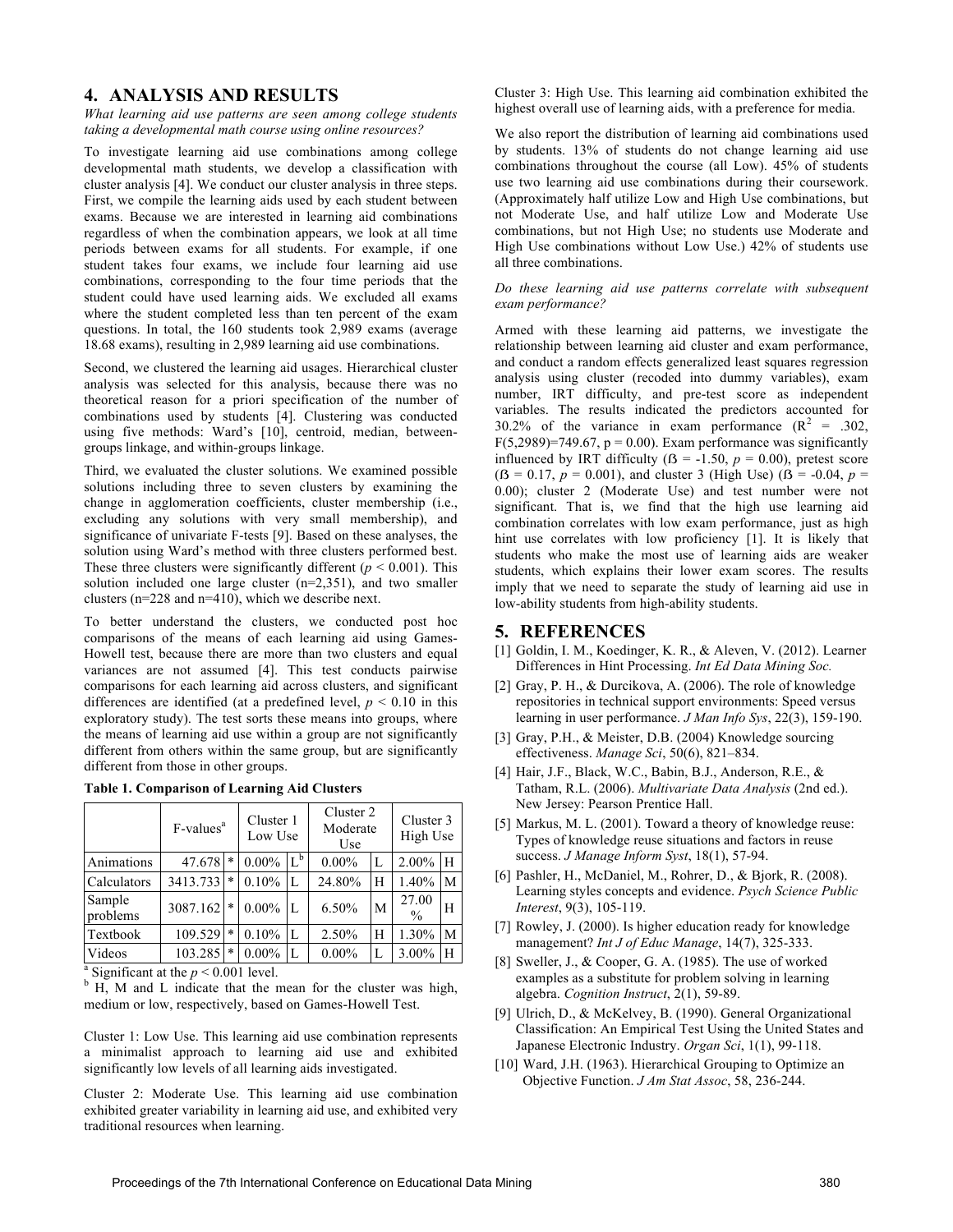## 4. ANALYSIS AND RESULTS

*What learning aid use patterns are seen among college students taking a developmental math course using online resources?*

To investigate learning aid use combinations among college developmental math students, we develop a classification with cluster analysis [4]. We conduct our cluster analysis in three steps. First, we compile the learning aids used by each student between exams. Because we are interested in learning aid combinations regardless of when the combination appears, we look at all time periods between exams for all students. For example, if one student takes four exams, we include four learning aid use combinations, corresponding to the four time periods that the student could have used learning aids. We excluded all exams where the student completed less than ten percent of the exam questions. In total, the 160 students took 2,989 exams (average 18.68 exams), resulting in 2,989 learning aid use combinations.

Second, we clustered the learning aid usages. Hierarchical cluster analysis was selected for this analysis, because there was no theoretical reason for a priori specification of the number of combinations used by students [4]. Clustering was conducted using five methods: Ward's [10], centroid, median, between-groups linkage, and within-groups linkage.

Third, we evaluated the cluster solutions. We examined possible solutions including three to seven clusters by examining the change in agglomeration coefficients, cluster membership (i.e., excluding any solutions with very small membership), and significance of univariate F-tests [9]. Based on these analyses, the solution using Ward's method with three clusters performed best. These three clusters were significantly different ($p < 0.001$). This solution included one large cluster (n=2,351), and two smaller clusters (n=228 and n=410), which we describe next.

To better understand the clusters, we conducted post hoc comparisons of the means of each learning aid using Games-Howell test, because there are more than two clusters and equal variances are not assumed [4]. This test conducts pairwise comparisons for each learning aid across clusters, and significant differences are identified (at a predefined level, $p < 0.10$ in this exploratory study). The test sorts these means into groups, where the means of learning aid use within a group are not significantly different from others within the same group, but are significantly different from those in other groups.

**Table 1. Comparison of Learning Aid Clusters**

| | F-values[a] | | Cluster 1 Low Use | | Cluster 2 Moderate Use | | Cluster 3 High Use | |
|---|---|---|---|---|---|---|---|---|
| Animations | 47.678 | * | 0.00% | L[b] | 0.00% | L | 2.00% | H |
| Calculators | 3413.733 | * | 0.10% | L | 24.80% | H | 1.40% | M |
| Sample problems | 3087.162 | * | 0.00% | L | 6.50% | M | 27.00 % | H |
| Textbook | 109.529 | * | 0.10% | L | 2.50% | H | 1.30% | M |
| Videos | 103.285 | * | 0.00% | L | 0.00% | L | 3.00% | H |

[a] Significant at the $p < 0.001$ level.
[b] H, M and L indicate that the mean for the cluster was high, medium or low, respectively, based on Games-Howell Test.

Cluster 1: Low Use. This learning aid use combination represents a minimalist approach to learning aid use and exhibited significantly low levels of all learning aids investigated.

Cluster 2: Moderate Use. This learning aid use combination exhibited greater variability in learning aid use, and exhibited very traditional resources when learning.

Cluster 3: High Use. This learning aid combination exhibited the highest overall use of learning aids, with a preference for media.

We also report the distribution of learning aid combinations used by students. 13% of students do not change learning aid use combinations throughout the course (all Low). 45% of students use two learning aid use combinations during their coursework. (Approximately half utilize Low and High Use combinations, but not Moderate Use, and half utilize Low and Moderate Use combinations, but not High Use; no students use Moderate and High Use combinations without Low Use.) 42% of students use all three combinations.

*Do these learning aid use patterns correlate with subsequent exam performance?*

Armed with these learning aid patterns, we investigate the relationship between learning aid cluster and exam performance, and conduct a random effects generalized least squares regression analysis using cluster (recoded into dummy variables), exam number, IRT difficulty, and pre-test score as independent variables. The results indicated the predictors accounted for 30.2% of the variance in exam performance ($R^2$ = .302, F(5,2989)=749.67, p = 0.00). Exam performance was significantly influenced by IRT difficulty ($\beta$ = -1.50, $p$ = 0.00), pretest score ($\beta$ = 0.17, $p$ = 0.001), and cluster 3 (High Use) ($\beta$ = -0.04, $p$ = 0.00); cluster 2 (Moderate Use) and test number were not significant. That is, we find that the high use learning aid combination correlates with low exam performance, just as high hint use correlates with low proficiency [1]. It is likely that students who make the most use of learning aids are weaker students, which explains their lower exam scores. The results imply that we need to separate the study of learning aid use in low-ability students from high-ability students.

## 5. REFERENCES

[1] Goldin, I. M., Koedinger, K. R., & Aleven, V. (2012). Learner Differences in Hint Processing. *Int Ed Data Mining Soc.*

[2] Gray, P. H., & Durcikova, A. (2006). The role of knowledge repositories in technical support environments: Speed versus learning in user performance. *J Man Info Sys*, 22(3), 159-190.

[3] Gray, P.H., & Meister, D.B. (2004) Knowledge sourcing effectiveness. *Manage Sci*, 50(6), 821–834.

[4] Hair, J.F., Black, W.C., Babin, B.J., Anderson, R.E., & Tatham, R.L. (2006). *Multivariate Data Analysis* (2nd ed.). New Jersey: Pearson Prentice Hall.

[5] Markus, M. L. (2001). Toward a theory of knowledge reuse: Types of knowledge reuse situations and factors in reuse success. *J Manage Inform Syst*, 18(1), 57-94.

[6] Pashler, H., McDaniel, M., Rohrer, D., & Bjork, R. (2008). Learning styles concepts and evidence. *Psych Science Public Interest*, 9(3), 105-119.

[7] Rowley, J. (2000). Is higher education ready for knowledge management? *Int J of Educ Manage*, 14(7), 325-333.

[8] Sweller, J., & Cooper, G. A. (1985). The use of worked examples as a substitute for problem solving in learning algebra. *Cognition Instruct*, 2(1), 59-89.

[9] Ulrich, D., & McKelvey, B. (1990). General Organizational Classification: An Empirical Test Using the United States and Japanese Electronic Industry. *Organ Sci*, 1(1), 99-118.

[10] Ward, J.H. (1963). Hierarchical Grouping to Optimize an Objective Function. *J Am Stat Assoc*, 58, 236-244.